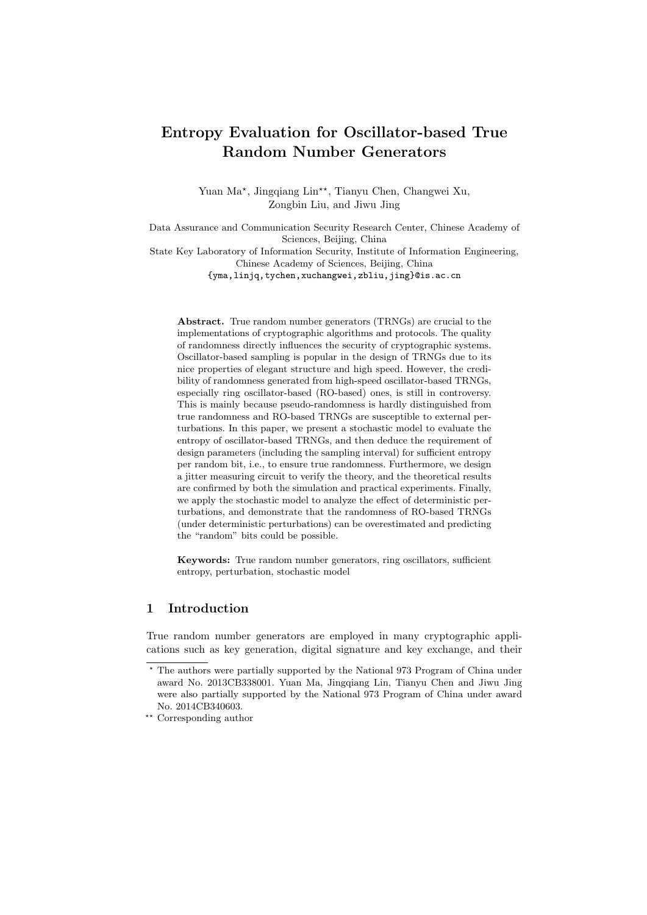# Entropy Evaluation for Oscillator-based True Random Number Generators

Yuan Ma*, Jingqiang Lin**, Tianyu Chen, Changwei Xu, Zongbin Liu, and Jiwu Jing

Data Assurance and Communication Security Research Center, Chinese Academy of Sciences, Beijing, China

State Key Laboratory of Information Security, Institute of Information Engineering, Chinese Academy of Sciences, Beijing, China

{yma,linjq,tychen,xuchangwei,zbliu,jing}@is.ac.cn

**Abstract.** True random number generators (TRNGs) are crucial to the implementations of cryptographic algorithms and protocols. The quality of randomness directly influences the security of cryptographic systems. Oscillator-based sampling is popular in the design of TRNGs due to its nice properties of elegant structure and high speed. However, the credibility of randomness generated from high-speed oscillator-based TRNGs, especially ring oscillator-based (RO-based) ones, is still in controversy. This is mainly because pseudo-randomness is hardly distinguished from true randomness and RO-based TRNGs are susceptible to external perturbations. In this paper, we present a stochastic model to evaluate the entropy of oscillator-based TRNGs, and then deduce the requirement of design parameters (including the sampling interval) for sufficient entropy per random bit, i.e., to ensure true randomness. Furthermore, we design a jitter measuring circuit to verify the theory, and the theoretical results are confirmed by both the simulation and practical experiments. Finally, we apply the stochastic model to analyze the effect of deterministic perturbations, and demonstrate that the randomness of RO-based TRNGs (under deterministic perturbations) can be overestimated and predicting the "random" bits could be possible.

**Keywords:** True random number generators, ring oscillators, sufficient entropy, perturbation, stochastic model

## 1 Introduction

True random number generators are employed in many cryptographic applications such as key generation, digital signature and key exchange, and their

---

* The authors were partially supported by the National 973 Program of China under award No. 2013CB338001. Yuan Ma, Jingqiang Lin, Tianyu Chen and Jiwu Jing were also partially supported by the National 973 Program of China under award No. 2014CB340603.

** Corresponding author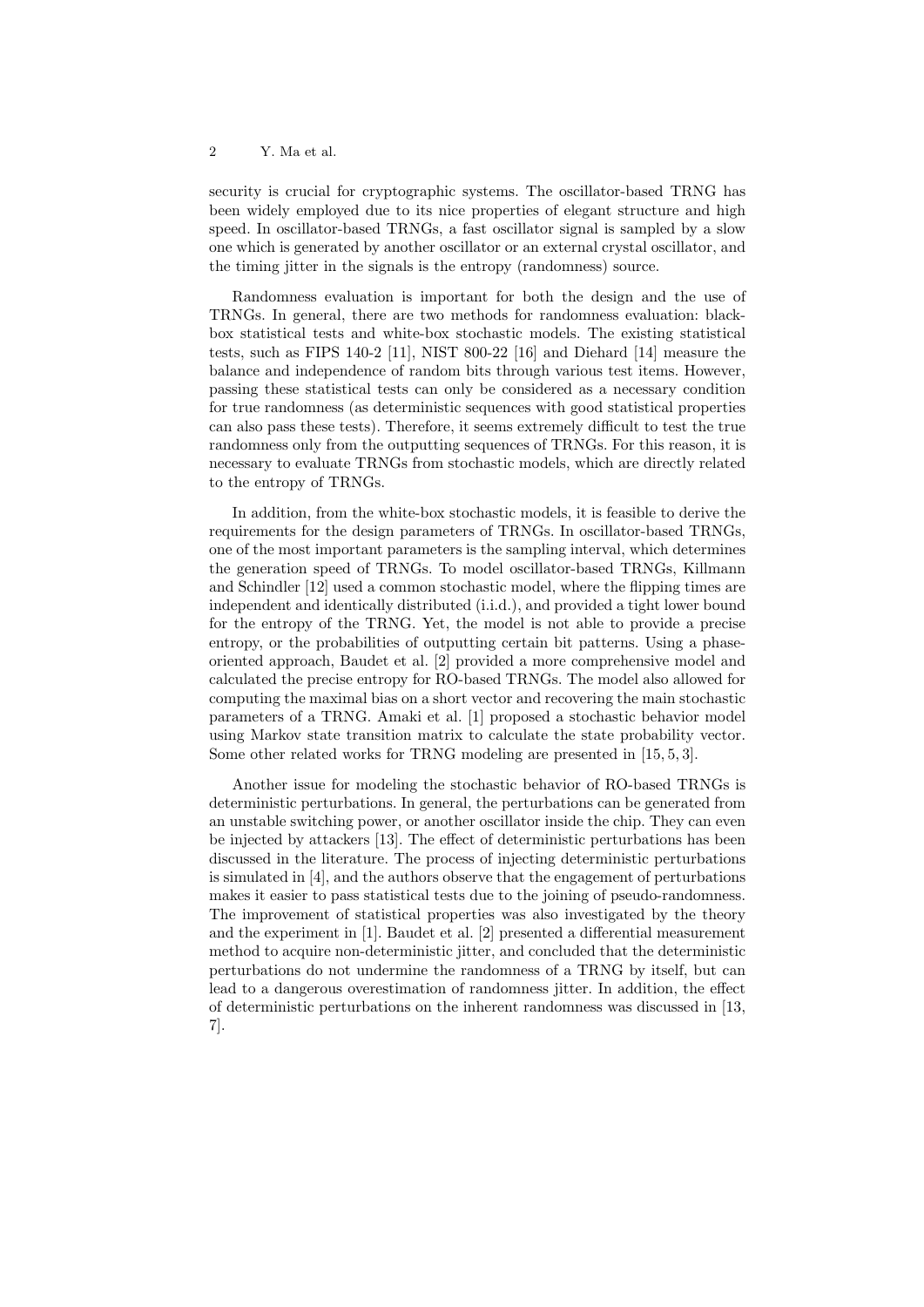security is crucial for cryptographic systems. The oscillator-based TRNG has been widely employed due to its nice properties of elegant structure and high speed. In oscillator-based TRNGs, a fast oscillator signal is sampled by a slow one which is generated by another oscillator or an external crystal oscillator, and the timing jitter in the signals is the entropy (randomness) source.

Randomness evaluation is important for both the design and the use of TRNGs. In general, there are two methods for randomness evaluation: black-box statistical tests and white-box stochastic models. The existing statistical tests, such as FIPS 140-2 [11], NIST 800-22 [16] and Diehard [14] measure the balance and independence of random bits through various test items. However, passing these statistical tests can only be considered as a necessary condition for true randomness (as deterministic sequences with good statistical properties can also pass these tests). Therefore, it seems extremely difficult to test the true randomness only from the outputting sequences of TRNGs. For this reason, it is necessary to evaluate TRNGs from stochastic models, which are directly related to the entropy of TRNGs.

In addition, from the white-box stochastic models, it is feasible to derive the requirements for the design parameters of TRNGs. In oscillator-based TRNGs, one of the most important parameters is the sampling interval, which determines the generation speed of TRNGs. To model oscillator-based TRNGs, Killmann and Schindler [12] used a common stochastic model, where the flipping times are independent and identically distributed (i.i.d.), and provided a tight lower bound for the entropy of the TRNG. Yet, the model is not able to provide a precise entropy, or the probabilities of outputting certain bit patterns. Using a phase-oriented approach, Baudet et al. [2] provided a more comprehensive model and calculated the precise entropy for RO-based TRNGs. The model also allowed for computing the maximal bias on a short vector and recovering the main stochastic parameters of a TRNG. Amaki et al. [1] proposed a stochastic behavior model using Markov state transition matrix to calculate the state probability vector. Some other related works for TRNG modeling are presented in [15, 5, 3].

Another issue for modeling the stochastic behavior of RO-based TRNGs is deterministic perturbations. In general, the perturbations can be generated from an unstable switching power, or another oscillator inside the chip. They can even be injected by attackers [13]. The effect of deterministic perturbations has been discussed in the literature. The process of injecting deterministic perturbations is simulated in [4], and the authors observe that the engagement of perturbations makes it easier to pass statistical tests due to the joining of pseudo-randomness. The improvement of statistical properties was also investigated by the theory and the experiment in [1]. Baudet et al. [2] presented a differential measurement method to acquire non-deterministic jitter, and concluded that the deterministic perturbations do not undermine the randomness of a TRNG by itself, but can lead to a dangerous overestimation of randomness jitter. In addition, the effect of deterministic perturbations on the inherent randomness was discussed in [13, 7].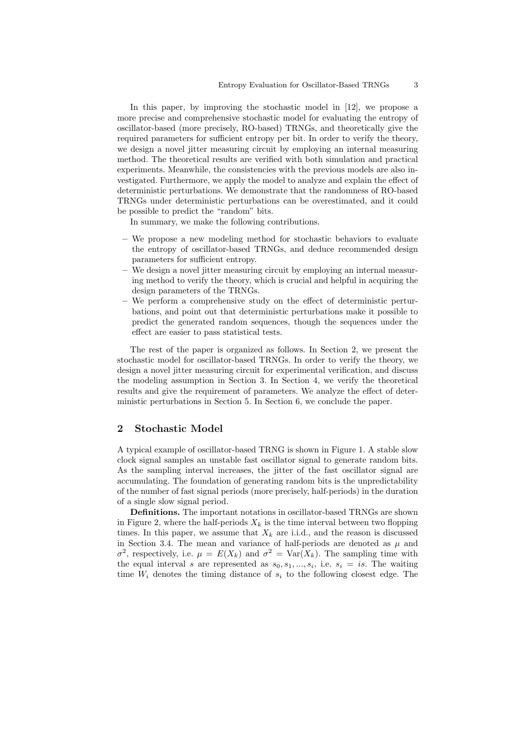In this paper, by improving the stochastic model in [12], we propose a more precise and comprehensive stochastic model for evaluating the entropy of oscillator-based (more precisely, RO-based) TRNGs, and theoretically give the required parameters for sufficient entropy per bit. In order to verify the theory, we design a novel jitter measuring circuit by employing an internal measuring method. The theoretical results are verified with both simulation and practical experiments. Meanwhile, the consistencies with the previous models are also investigated. Furthermore, we apply the model to analyze and explain the effect of deterministic perturbations. We demonstrate that the randomness of RO-based TRNGs under deterministic perturbations can be overestimated, and it could be possible to predict the "random" bits.

In summary, we make the following contributions.

- We propose a new modeling method for stochastic behaviors to evaluate the entropy of oscillator-based TRNGs, and deduce recommended design parameters for sufficient entropy.
- We design a novel jitter measuring circuit by employing an internal measuring method to verify the theory, which is crucial and helpful in acquiring the design parameters of the TRNGs.
- We perform a comprehensive study on the effect of deterministic perturbations, and point out that deterministic perturbations make it possible to predict the generated random sequences, though the sequences under the effect are easier to pass statistical tests.

The rest of the paper is organized as follows. In Section 2, we present the stochastic model for oscillator-based TRNGs. In order to verify the theory, we design a novel jitter measuring circuit for experimental verification, and discuss the modeling assumption in Section 3. In Section 4, we verify the theoretical results and give the requirement of parameters. We analyze the effect of deterministic perturbations in Section 5. In Section 6, we conclude the paper.

## 2 Stochastic Model

A typical example of oscillator-based TRNG is shown in Figure 1. A stable slow clock signal samples an unstable fast oscillator signal to generate random bits. As the sampling interval increases, the jitter of the fast oscillator signal are accumulating. The foundation of generating random bits is the unpredictability of the number of fast signal periods (more precisely, half-periods) in the duration of a single slow signal period.

**Definitions.** The important notations in oscillator-based TRNGs are shown in Figure 2, where the half-periods $X_k$ is the time interval between two flopping times. In this paper, we assume that $X_k$ are i.i.d., and the reason is discussed in Section 3.4. The mean and variance of half-periods are denoted as $\mu$ and $\sigma^2$, respectively, i.e. $\mu = E(X_k)$ and $\sigma^2 = \mathrm{Var}(X_k)$. The sampling time with the equal interval $s$ are represented as $s_0, s_1, ..., s_i$, i.e. $s_i = is$. The waiting time $W_i$ denotes the timing distance of $s_i$ to the following closest edge. The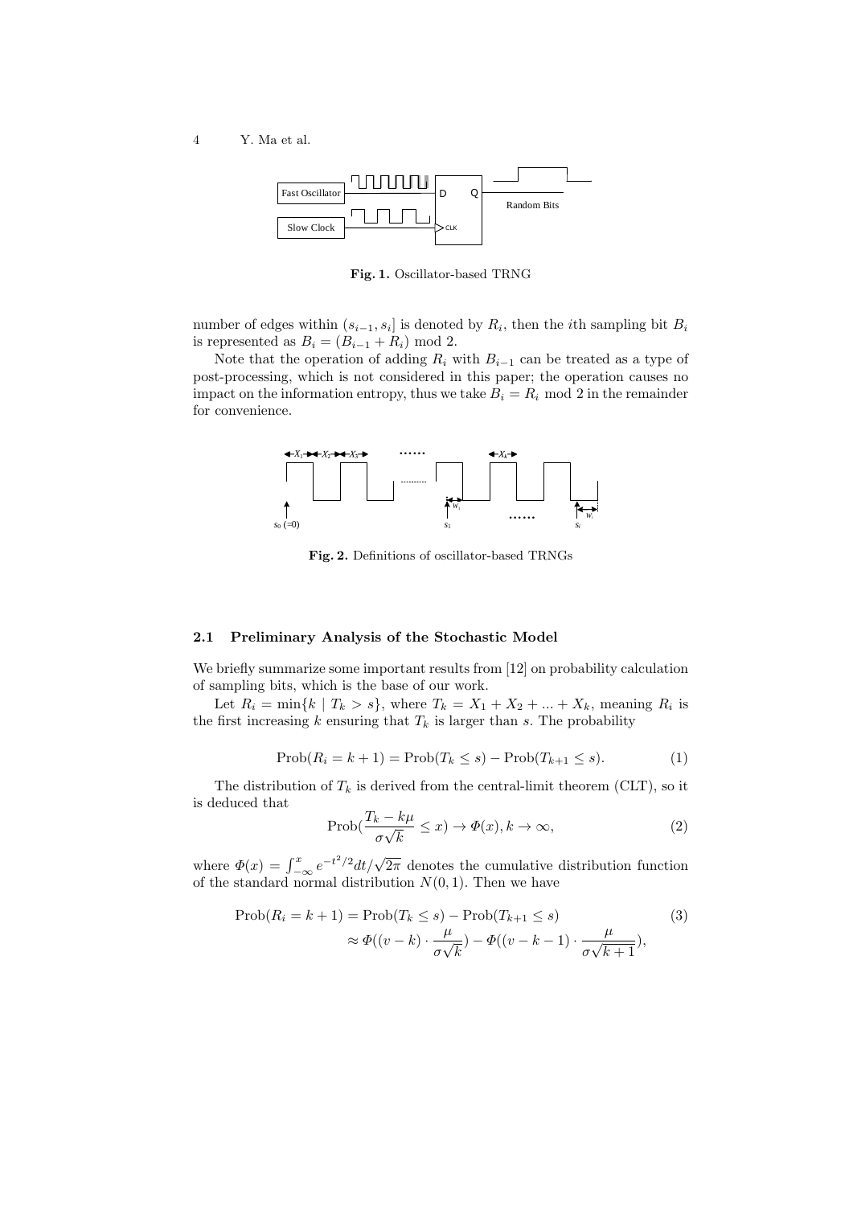Fig. 1. Oscillator-based TRNG

number of edges within $(s_{i-1}, s_i]$ is denoted by $R_i$, then the $i$th sampling bit $B_i$ is represented as $B_i = (B_{i-1} + R_i) \bmod 2$.

Note that the operation of adding $R_i$ with $B_{i-1}$ can be treated as a type of post-processing, which is not considered in this paper; the operation causes no impact on the information entropy, thus we take $B_i = R_i \bmod 2$ in the remainder for convenience.

Fig. 2. Definitions of oscillator-based TRNGs

### 2.1 Preliminary Analysis of the Stochastic Model

We briefly summarize some important results from [12] on probability calculation of sampling bits, which is the base of our work.

Let $R_i = \min\{k \mid T_k > s\}$, where $T_k = X_1 + X_2 + ... + X_k$, meaning $R_i$ is the first increasing $k$ ensuring that $T_k$ is larger than $s$. The probability

$$\text{Prob}(R_i = k+1) = \text{Prob}(T_k \le s) - \text{Prob}(T_{k+1} \le s). \tag{1}$$

The distribution of $T_k$ is derived from the central-limit theorem (CLT), so it is deduced that

$$\text{Prob}\left(\frac{T_k - k\mu}{\sigma\sqrt{k}} \le x\right) \to \Phi(x), k \to \infty, \tag{2}$$

where $\Phi(x) = \int_{-\infty}^{x} e^{-t^2/2}dt/\sqrt{2\pi}$ denotes the cumulative distribution function of the standard normal distribution $N(0, 1)$. Then we have

$$\begin{aligned}\text{Prob}(R_i = k+1) &= \text{Prob}(T_k \le s) - \text{Prob}(T_{k+1} \le s) \\ &\approx \Phi\left((v-k) \cdot \frac{\mu}{\sigma\sqrt{k}}\right) - \Phi\left((v-k-1) \cdot \frac{\mu}{\sigma\sqrt{k+1}}\right),\end{aligned} \tag{3}$$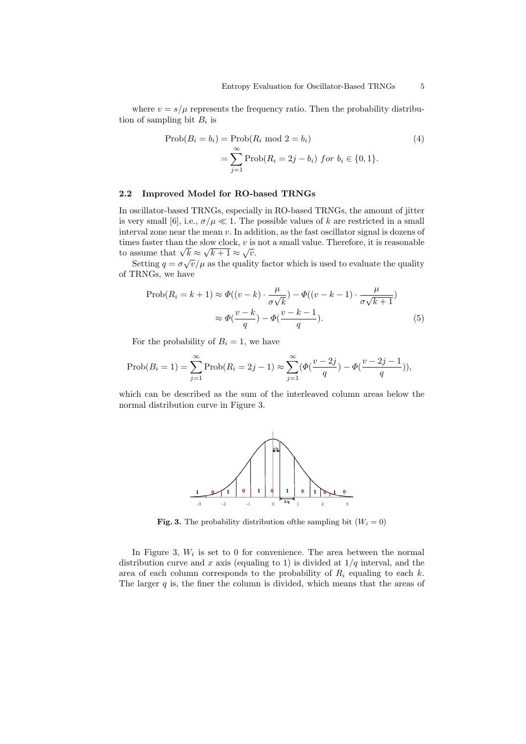where $v = s/\mu$ represents the frequency ratio. Then the probability distribution of sampling bit $B_i$ is

$$
\begin{aligned}
\text{Prob}(B_i = b_i) &= \text{Prob}(R_i \bmod 2 = b_i) \\
&= \sum_{j=1}^{\infty} \text{Prob}(R_i = 2j - b_i) \;\; \textit{for} \; b_i \in \{0, 1\}.
\end{aligned} \tag{4}
$$

### 2.2 Improved Model for RO-based TRNGs

In oscillator-based TRNGs, especially in RO-based TRNGs, the amount of jitter is very small [6], i.e., $\sigma/\mu \ll 1$. The possible values of $k$ are restricted in a small interval zone near the mean $v$. In addition, as the fast oscillator signal is dozens of times faster than the slow clock, $v$ is not a small value. Therefore, it is reasonable to assume that $\sqrt{k} \approx \sqrt{k+1} \approx \sqrt{v}$.

Setting $q = \sigma\sqrt{v}/\mu$ as the quality factor which is used to evaluate the quality of TRNGs, we have

$$
\begin{aligned}
\text{Prob}(R_i = k+1) &\approx \Phi((v-k) \cdot \frac{\mu}{\sigma\sqrt{k}}) - \Phi((v-k-1) \cdot \frac{\mu}{\sigma\sqrt{k+1}}) \\
&\approx \Phi(\frac{v-k}{q}) - \Phi(\frac{v-k-1}{q}).
\end{aligned} \tag{5}
$$

For the probability of $B_i = 1$, we have

$$
\text{Prob}(B_i = 1) = \sum_{j=1}^{\infty} \text{Prob}(R_i = 2j-1) \approx \sum_{j=1}^{\infty} (\Phi(\frac{v-2j}{q}) - \Phi(\frac{v-2j-1}{q})),
$$

which can be described as the sum of the interleaved column areas below the normal distribution curve in Figure 3.

**Fig. 3.** The probability distribution ofthe sampling bit ($W_i = 0$)

In Figure 3, $W_i$ is set to 0 for convenience. The area between the normal distribution curve and $x$ axis (equaling to 1) is divided at $1/q$ interval, and the area of each column corresponds to the probability of $R_i$ equaling to each $k$. The larger $q$ is, the finer the column is divided, which means that the areas of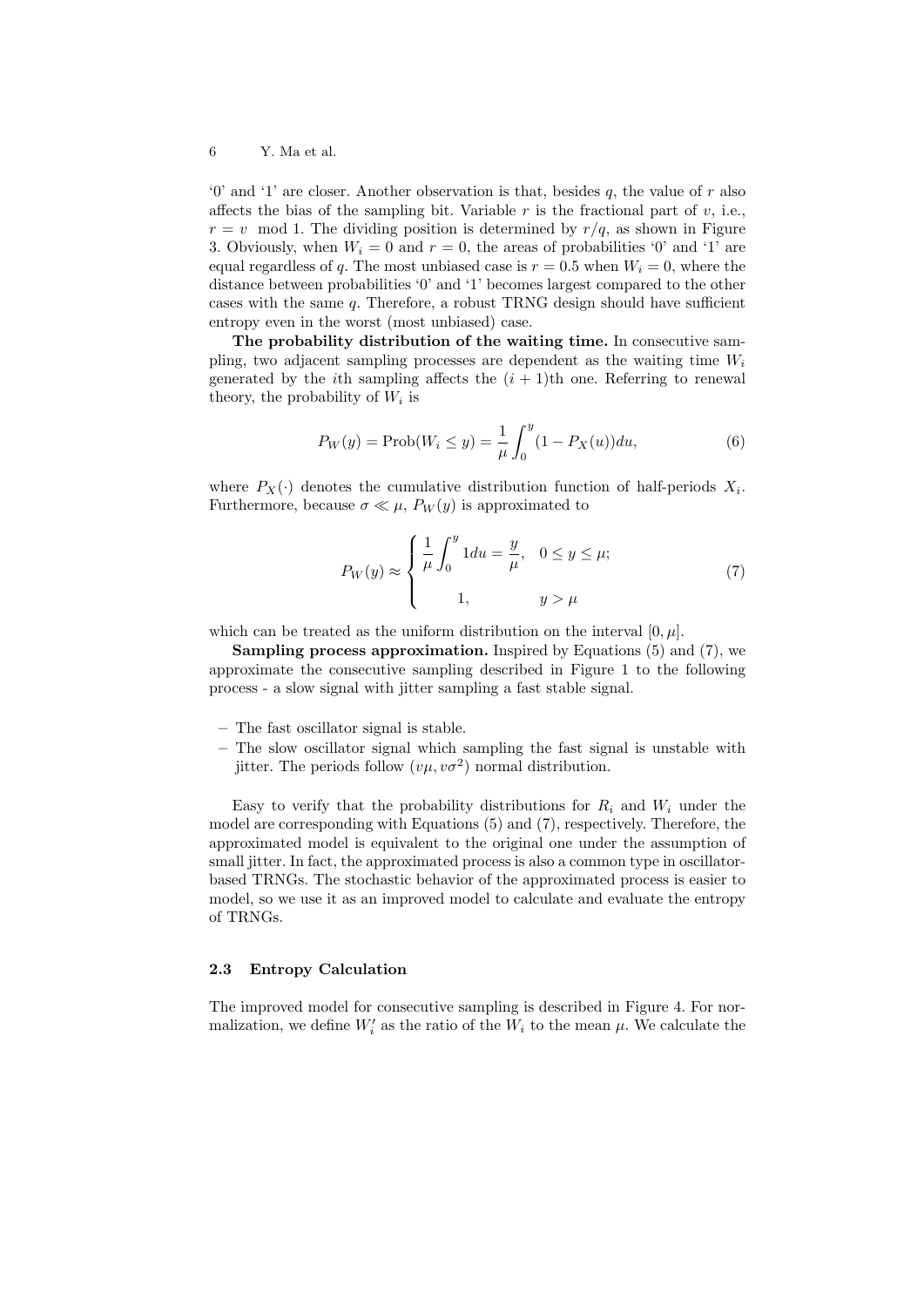'0' and '1' are closer. Another observation is that, besides $q$, the value of $r$ also affects the bias of the sampling bit. Variable $r$ is the fractional part of $v$, i.e., $r = v \mod 1$. The dividing position is determined by $r/q$, as shown in Figure 3. Obviously, when $W_i = 0$ and $r = 0$, the areas of probabilities '0' and '1' are equal regardless of $q$. The most unbiased case is $r = 0.5$ when $W_i = 0$, where the distance between probabilities '0' and '1' becomes largest compared to the other cases with the same $q$. Therefore, a robust TRNG design should have sufficient entropy even in the worst (most unbiased) case.

**The probability distribution of the waiting time.** In consecutive sampling, two adjacent sampling processes are dependent as the waiting time $W_i$ generated by the $i$th sampling affects the $(i+1)$th one. Referring to renewal theory, the probability of $W_i$ is

$$P_W(y) = \text{Prob}(W_i \leq y) = \frac{1}{\mu}\int_0^y (1 - P_X(u))du, \tag{6}$$

where $P_X(\cdot)$ denotes the cumulative distribution function of half-periods $X_i$. Furthermore, because $\sigma \ll \mu$, $P_W(y)$ is approximated to

$$P_W(y) \approx \begin{cases} \dfrac{1}{\mu}\displaystyle\int_0^y 1du = \dfrac{y}{\mu}, & 0 \leq y \leq \mu; \\ \\ 1, & y > \mu \end{cases} \tag{7}$$

which can be treated as the uniform distribution on the interval $[0, \mu]$.

**Sampling process approximation.** Inspired by Equations (5) and (7), we approximate the consecutive sampling described in Figure 1 to the following process - a slow signal with jitter sampling a fast stable signal.

- The fast oscillator signal is stable.
- The slow oscillator signal which sampling the fast signal is unstable with jitter. The periods follow $(v\mu, v\sigma^2)$ normal distribution.

Easy to verify that the probability distributions for $R_i$ and $W_i$ under the model are corresponding with Equations (5) and (7), respectively. Therefore, the approximated model is equivalent to the original one under the assumption of small jitter. In fact, the approximated process is also a common type in oscillator-based TRNGs. The stochastic behavior of the approximated process is easier to model, so we use it as an improved model to calculate and evaluate the entropy of TRNGs.

### 2.3 Entropy Calculation

The improved model for consecutive sampling is described in Figure 4. For normalization, we define $W_i'$ as the ratio of the $W_i$ to the mean $\mu$. We calculate the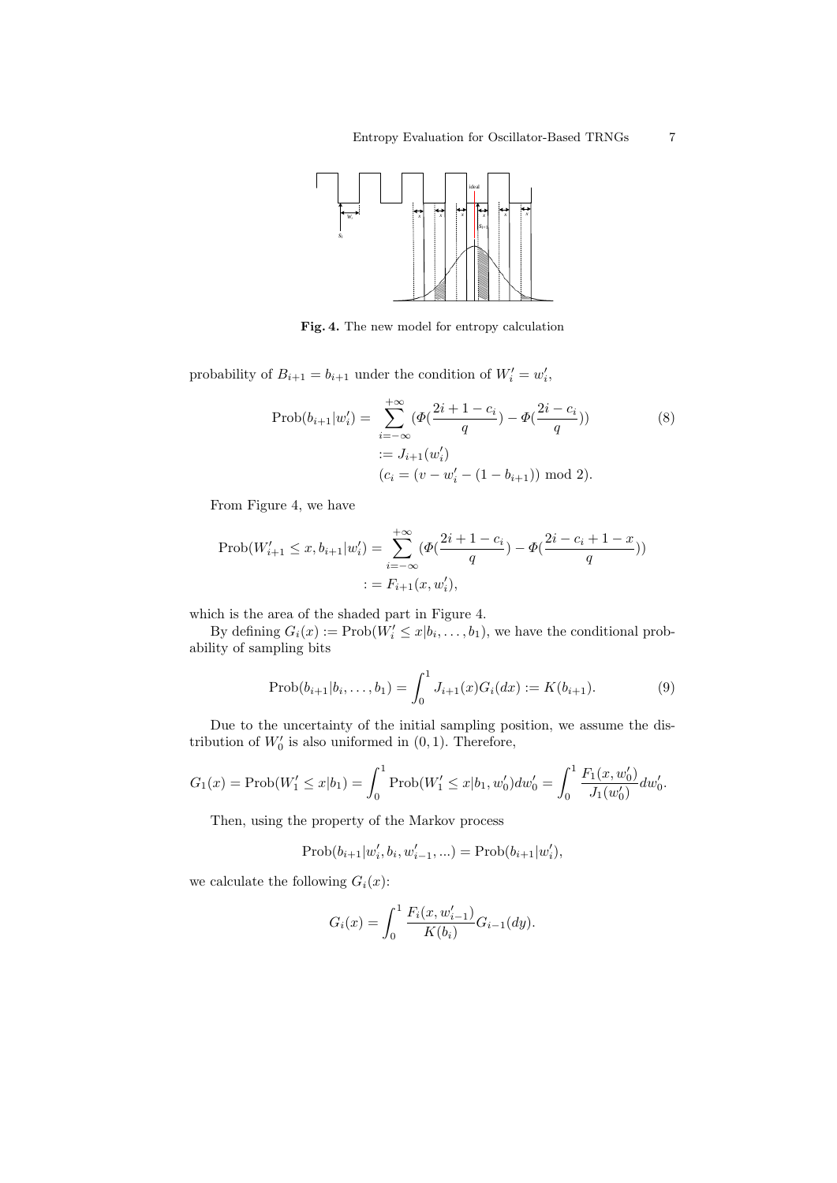**Fig. 4.** The new model for entropy calculation

probability of $B_{i+1} = b_{i+1}$ under the condition of $W'_i = w'_i$,

$$
\begin{aligned}
\text{Prob}(b_{i+1}|w'_i) = & \sum_{i=-\infty}^{+\infty} (\Phi(\frac{2i+1-c_i}{q}) - \Phi(\frac{2i-c_i}{q})) \\
& := J_{i+1}(w'_i) \\
& (c_i = (v - w'_i - (1 - b_{i+1})) \bmod 2).
\end{aligned} \tag{8}
$$

From Figure 4, we have

$$
\begin{aligned}
\text{Prob}(W'_{i+1} \le x, b_{i+1}|w'_i) = & \sum_{i=-\infty}^{+\infty} (\Phi(\frac{2i+1-c_i}{q}) - \Phi(\frac{2i-c_i+1-x}{q})) \\
& := F_{i+1}(x, w'_i),
\end{aligned}
$$

which is the area of the shaded part in Figure 4.

By defining $G_i(x) := \text{Prob}(W'_i \le x | b_i, \ldots, b_1)$, we have the conditional probability of sampling bits

$$
\text{Prob}(b_{i+1}|b_i, \ldots, b_1) = \int_0^1 J_{i+1}(x) G_i(dx) := K(b_{i+1}). \tag{9}
$$

Due to the uncertainty of the initial sampling position, we assume the distribution of $W'_0$ is also uniformed in $(0, 1)$. Therefore,

$$
G_1(x) = \text{Prob}(W'_1 \le x | b_1) = \int_0^1 \text{Prob}(W'_1 \le x | b_1, w'_0) dw'_0 = \int_0^1 \frac{F_1(x, w'_0)}{J_1(w'_0)} dw'_0.
$$

Then, using the property of the Markov process

$$
\text{Prob}(b_{i+1}|w'_i, b_i, w'_{i-1}, ...) = \text{Prob}(b_{i+1}|w'_i),
$$

we calculate the following $G_i(x)$:

$$
G_i(x) = \int_0^1 \frac{F_i(x, w'_{i-1})}{K(b_i)} G_{i-1}(dy).
$$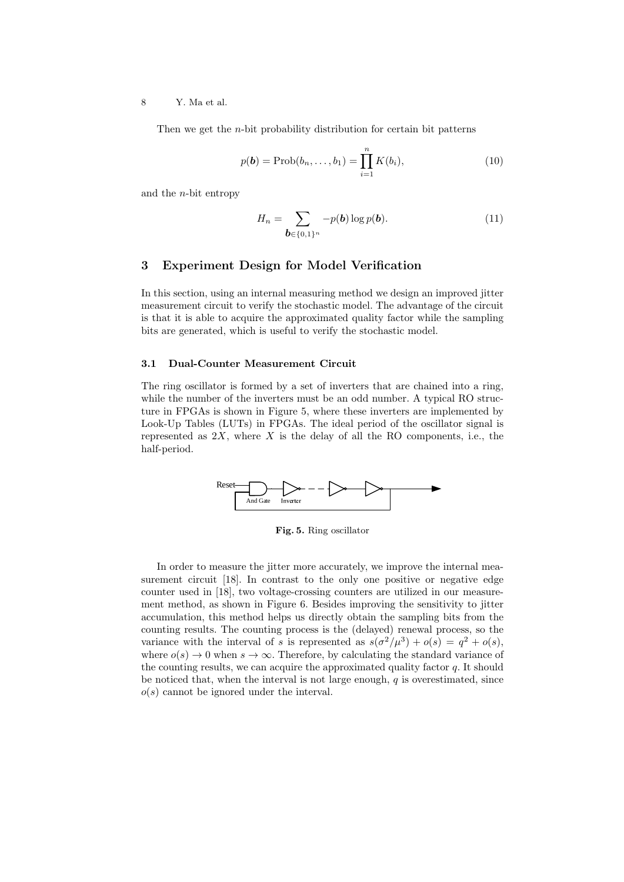Then we get the $n$-bit probability distribution for certain bit patterns

$$p(\boldsymbol{b}) = \mathrm{Prob}(b_n, \ldots, b_1) = \prod_{i=1}^{n} K(b_i), \tag{10}$$

and the $n$-bit entropy

$$H_n = \sum_{\boldsymbol{b} \in \{0,1\}^n} -p(\boldsymbol{b}) \log p(\boldsymbol{b}). \tag{11}$$

## 3 Experiment Design for Model Verification

In this section, using an internal measuring method we design an improved jitter measurement circuit to verify the stochastic model. The advantage of the circuit is that it is able to acquire the approximated quality factor while the sampling bits are generated, which is useful to verify the stochastic model.

### 3.1 Dual-Counter Measurement Circuit

The ring oscillator is formed by a set of inverters that are chained into a ring, while the number of the inverters must be an odd number. A typical RO structure in FPGAs is shown in Figure 5, where these inverters are implemented by Look-Up Tables (LUTs) in FPGAs. The ideal period of the oscillator signal is represented as $2X$, where $X$ is the delay of all the RO components, i.e., the half-period.

Reset

And Gate Inverter

**Fig. 5.** Ring oscillator

In order to measure the jitter more accurately, we improve the internal measurement circuit [18]. In contrast to the only one positive or negative edge counter used in [18], two voltage-crossing counters are utilized in our measurement method, as shown in Figure 6. Besides improving the sensitivity to jitter accumulation, this method helps us directly obtain the sampling bits from the counting results. The counting process is the (delayed) renewal process, so the variance with the interval of $s$ is represented as $s(\sigma^2/\mu^3) + o(s) = q^2 + o(s)$, where $o(s) \to 0$ when $s \to \infty$. Therefore, by calculating the standard variance of the counting results, we can acquire the approximated quality factor $q$. It should be noticed that, when the interval is not large enough, $q$ is overestimated, since $o(s)$ cannot be ignored under the interval.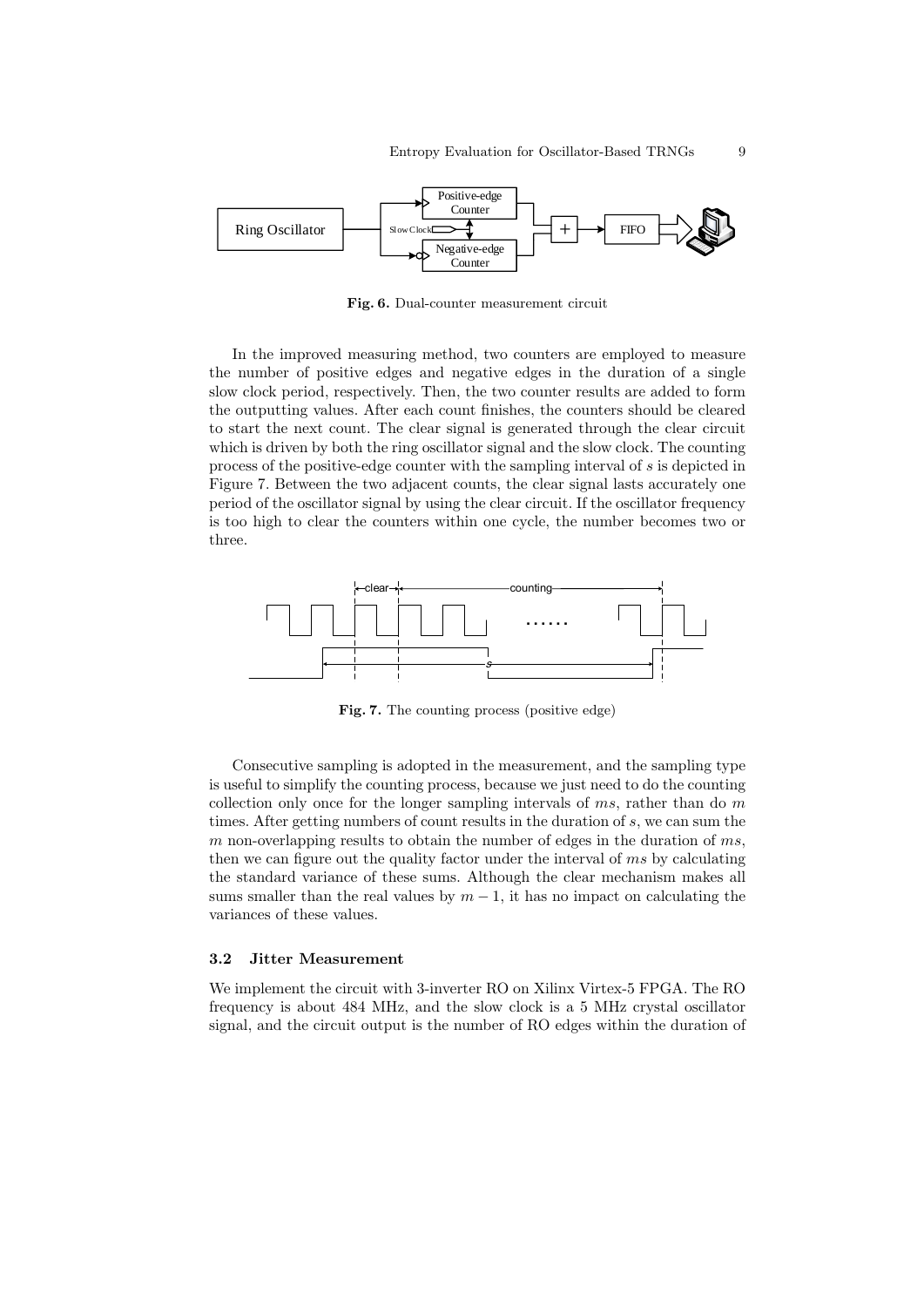Fig. 6. Dual-counter measurement circuit

In the improved measuring method, two counters are employed to measure the number of positive edges and negative edges in the duration of a single slow clock period, respectively. Then, the two counter results are added to form the outputting values. After each count finishes, the counters should be cleared to start the next count. The clear signal is generated through the clear circuit which is driven by both the ring oscillator signal and the slow clock. The counting process of the positive-edge counter with the sampling interval of $s$ is depicted in Figure 7. Between the two adjacent counts, the clear signal lasts accurately one period of the oscillator signal by using the clear circuit. If the oscillator frequency is too high to clear the counters within one cycle, the number becomes two or three.

Fig. 7. The counting process (positive edge)

Consecutive sampling is adopted in the measurement, and the sampling type is useful to simplify the counting process, because we just need to do the counting collection only once for the longer sampling intervals of $ms$, rather than do $m$ times. After getting numbers of count results in the duration of $s$, we can sum the $m$ non-overlapping results to obtain the number of edges in the duration of $ms$, then we can figure out the quality factor under the interval of $ms$ by calculating the standard variance of these sums. Although the clear mechanism makes all sums smaller than the real values by $m-1$, it has no impact on calculating the variances of these values.

### 3.2 Jitter Measurement

We implement the circuit with 3-inverter RO on Xilinx Virtex-5 FPGA. The RO frequency is about 484 MHz, and the slow clock is a 5 MHz crystal oscillator signal, and the circuit output is the number of RO edges within the duration of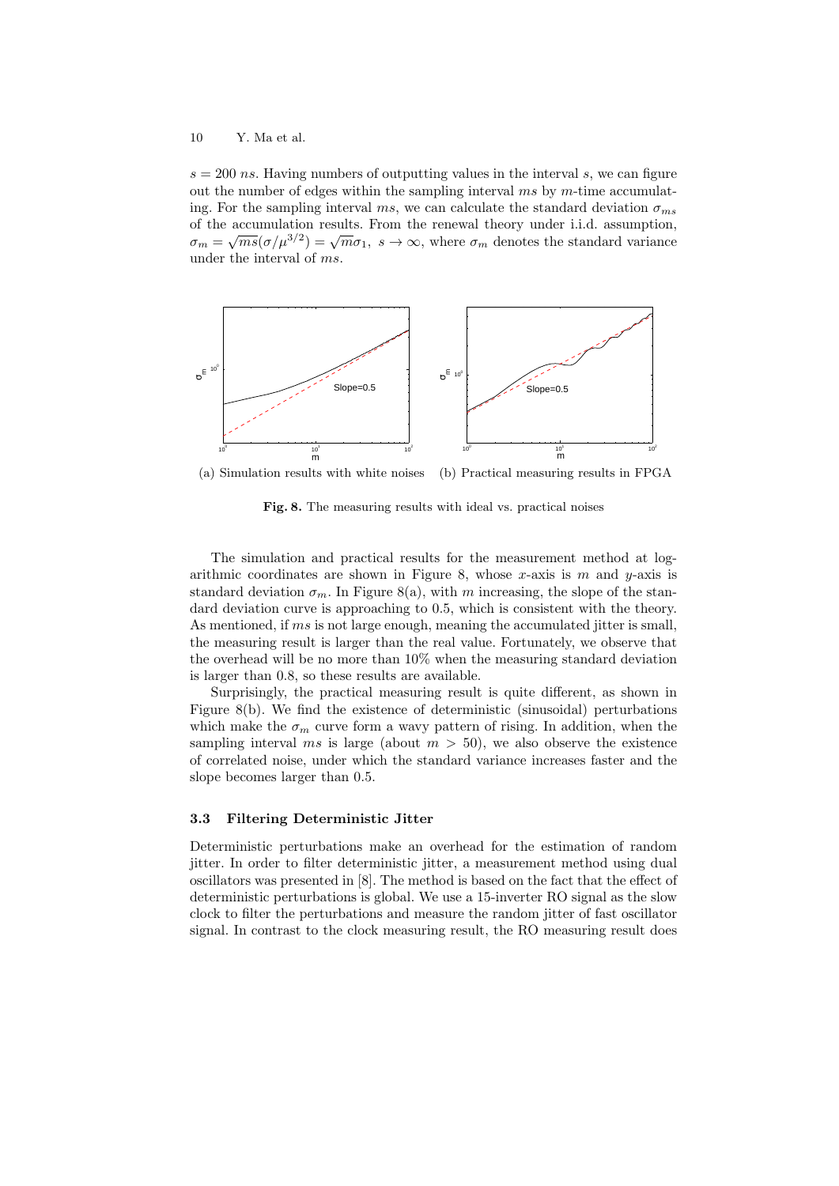$s = 200$ $ns$. Having numbers of outputting values in the interval $s$, we can figure out the number of edges within the sampling interval $ms$ by $m$-time accumulating. For the sampling interval $ms$, we can calculate the standard deviation $\sigma_{ms}$ of the accumulation results. From the renewal theory under i.i.d. assumption, $\sigma_m = \sqrt{ms}(\sigma/\mu^{3/2}) = \sqrt{m}\sigma_1,\ s \to \infty$, where $\sigma_m$ denotes the standard variance under the interval of $ms$.

(a) Simulation results with white noises (b) Practical measuring results in FPGA

**Fig. 8.** The measuring results with ideal vs. practical noises

The simulation and practical results for the measurement method at logarithmic coordinates are shown in Figure 8, whose $x$-axis is $m$ and $y$-axis is standard deviation $\sigma_m$. In Figure 8(a), with $m$ increasing, the slope of the standard deviation curve is approaching to 0.5, which is consistent with the theory. As mentioned, if $ms$ is not large enough, meaning the accumulated jitter is small, the measuring result is larger than the real value. Fortunately, we observe that the overhead will be no more than 10% when the measuring standard deviation is larger than 0.8, so these results are available.

Surprisingly, the practical measuring result is quite different, as shown in Figure 8(b). We find the existence of deterministic (sinusoidal) perturbations which make the $\sigma_m$ curve form a wavy pattern of rising. In addition, when the sampling interval $ms$ is large (about $m > 50$), we also observe the existence of correlated noise, under which the standard variance increases faster and the slope becomes larger than 0.5.

### 3.3 Filtering Deterministic Jitter

Deterministic perturbations make an overhead for the estimation of random jitter. In order to filter deterministic jitter, a measurement method using dual oscillators was presented in [8]. The method is based on the fact that the effect of deterministic perturbations is global. We use a 15-inverter RO signal as the slow clock to filter the perturbations and measure the random jitter of fast oscillator signal. In contrast to the clock measuring result, the RO measuring result does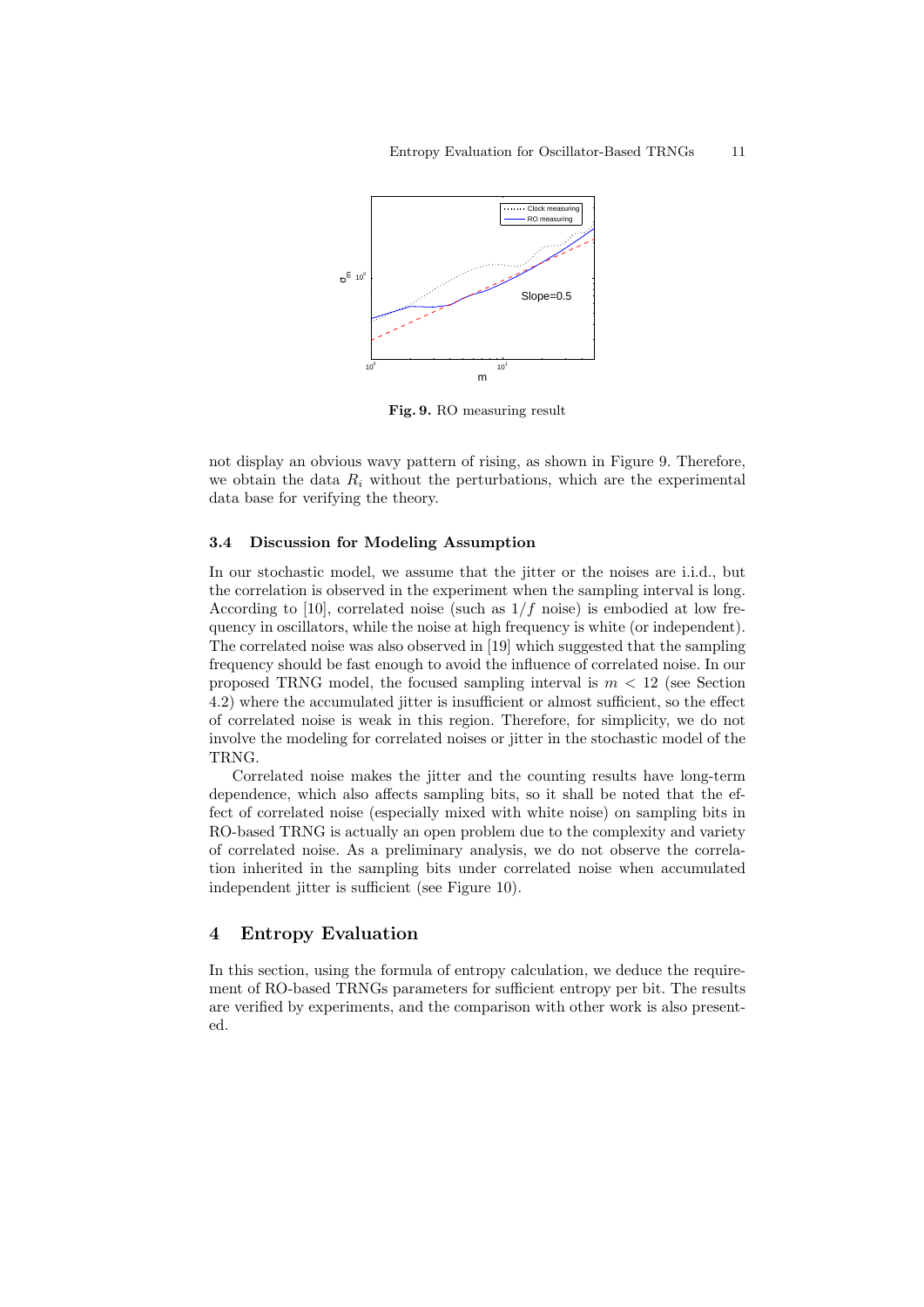**Fig. 9.** RO measuring result

not display an obvious wavy pattern of rising, as shown in Figure 9. Therefore, we obtain the data $R_i$ without the perturbations, which are the experimental data base for verifying the theory.

### 3.4 Discussion for Modeling Assumption

In our stochastic model, we assume that the jitter or the noises are i.i.d., but the correlation is observed in the experiment when the sampling interval is long. According to [10], correlated noise (such as $1/f$ noise) is embodied at low frequency in oscillators, while the noise at high frequency is white (or independent). The correlated noise was also observed in [19] which suggested that the sampling frequency should be fast enough to avoid the influence of correlated noise. In our proposed TRNG model, the focused sampling interval is $m < 12$ (see Section 4.2) where the accumulated jitter is insufficient or almost sufficient, so the effect of correlated noise is weak in this region. Therefore, for simplicity, we do not involve the modeling for correlated noises or jitter in the stochastic model of the TRNG.

Correlated noise makes the jitter and the counting results have long-term dependence, which also affects sampling bits, so it shall be noted that the effect of correlated noise (especially mixed with white noise) on sampling bits in RO-based TRNG is actually an open problem due to the complexity and variety of correlated noise. As a preliminary analysis, we do not observe the correlation inherited in the sampling bits under correlated noise when accumulated independent jitter is sufficient (see Figure 10).

## 4 Entropy Evaluation

In this section, using the formula of entropy calculation, we deduce the requirement of RO-based TRNGs parameters for sufficient entropy per bit. The results are verified by experiments, and the comparison with other work is presented.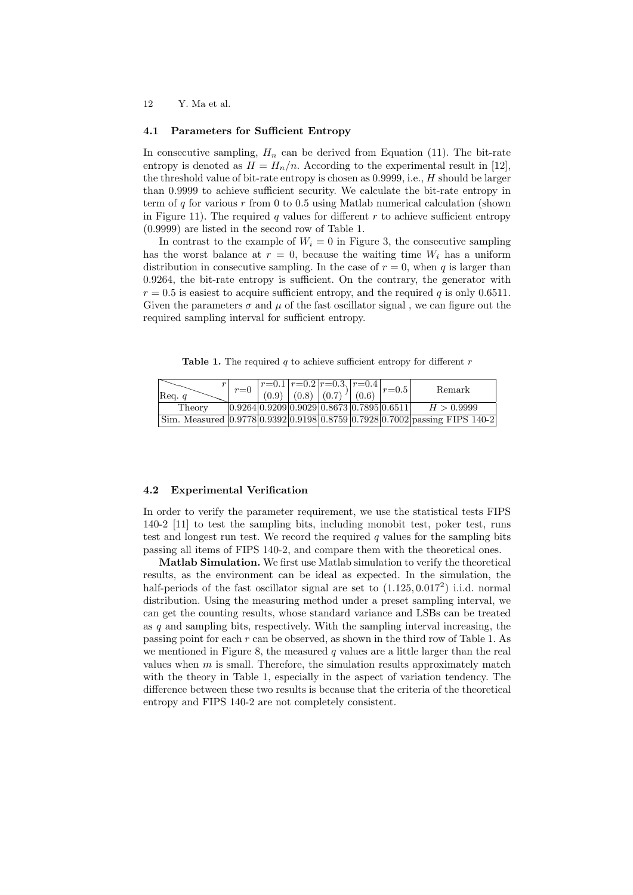### 4.1 Parameters for Sufficient Entropy

In consecutive sampling, $H_n$ can be derived from Equation (11). The bit-rate entropy is denoted as $H = H_n/n$. According to the experimental result in [12], the threshold value of bit-rate entropy is chosen as 0.9999, i.e., $H$ should be larger than 0.9999 to achieve sufficient security. We calculate the bit-rate entropy in term of $q$ for various $r$ from 0 to 0.5 using Matlab numerical calculation (shown in Figure 11). The required $q$ values for different $r$ to achieve sufficient entropy (0.9999) are listed in the second row of Table 1.

In contrast to the example of $W_i = 0$ in Figure 3, the consecutive sampling has the worst balance at $r = 0$, because the waiting time $W_i$ has a uniform distribution in consecutive sampling. In the case of $r = 0$, when $q$ is larger than 0.9264, the bit-rate entropy is sufficient. On the contrary, the generator with $r = 0.5$ is easiest to acquire sufficient entropy, and the required $q$ is only 0.6511. Given the parameters $\sigma$ and $\mu$ of the fast oscillator signal , we can figure out the required sampling interval for sufficient entropy.

**Table 1.** The required $q$ to achieve sufficient entropy for different $r$

| Req. $q$ \ $r$ | $r$=0 | $r$=0.1 (0.9) | $r$=0.2 (0.8) | $r$=0.3 (0.7) | $r$=0.4 (0.6) | $r$=0.5 | Remark |
|---|---|---|---|---|---|---|---|
| Theory | 0.9264 | 0.9209 | 0.9029 | 0.8673 | 0.7895 | 0.6511 | $H > 0.9999$ |
| Sim. Measured | 0.9778 | 0.9392 | 0.9198 | 0.8759 | 0.7928 | 0.7002 | passing FIPS 140-2 |

### 4.2 Experimental Verification

In order to verify the parameter requirement, we use the statistical tests FIPS 140-2 [11] to test the sampling bits, including monobit test, poker test, runs test and longest run test. We record the required $q$ values for the sampling bits passing all items of FIPS 140-2, and compare them with the theoretical ones.

**Matlab Simulation.** We first use Matlab simulation to verify the theoretical results, as the environment can be ideal as expected. In the simulation, the half-periods of the fast oscillator signal are set to $(1.125, 0.017^2)$ i.i.d. normal distribution. Using the measuring method under a preset sampling interval, we can get the counting results, whose standard variance and LSBs can be treated as $q$ and sampling bits, respectively. With the sampling interval increasing, the passing point for each $r$ can be observed, as shown in the third row of Table 1. As we mentioned in Figure 8, the measured $q$ values are a little larger than the real values when $m$ is small. Therefore, the simulation results approximately match with the theory in Table 1, especially in the aspect of variation tendency. The difference between these two results is because that the criteria of the theoretical entropy and FIPS 140-2 are not completely consistent.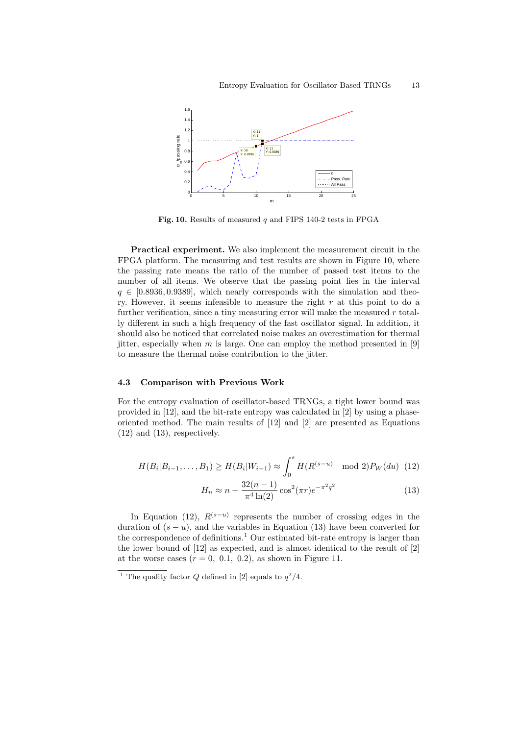**Fig. 10.** Results of measured $q$ and FIPS 140-2 tests in FPGA

**Practical experiment.** We also implement the measurement circuit in the FPGA platform. The measuring and test results are shown in Figure 10, where the passing rate means the ratio of the number of passed test items to the number of all items. We observe that the passing point lies in the interval $q \in [0.8936, 0.9389]$, which nearly corresponds with the simulation and theory. However, it seems infeasible to measure the right $r$ at this point to do a further verification, since a tiny measuring error will make the measured $r$ totally different in such a high frequency of the fast oscillator signal. In addition, it should also be noticed that correlated noise makes an overestimation for thermal jitter, especially when $m$ is large. One can employ the method presented in [9] to measure the thermal noise contribution to the jitter.

### 4.3 Comparison with Previous Work

For the entropy evaluation of oscillator-based TRNGs, a tight lower bound was provided in [12], and the bit-rate entropy was calculated in [2] by using a phase-oriented method. The main results of [12] and [2] are presented as Equations (12) and (13), respectively.

$$H(B_i|B_{i-1},\ldots,B_1) \geq H(B_i|W_{i-1}) \approx \int_0^s H(R^{(s-u)} \mod 2)P_W(du) \quad (12)$$

$$H_n \approx n - \frac{32(n-1)}{\pi^4 \ln(2)} \cos^2(\pi r) e^{-\pi^2 q^2} \quad (13)$$

In Equation (12), $R^{(s-u)}$ represents the number of crossing edges in the duration of $(s-u)$, and the variables in Equation (13) have been converted for the correspondence of definitions.[1] Our estimated bit-rate entropy is larger than the lower bound of [12] as expected, and is almost identical to the result of [2] at the worse cases ($r = 0,\ 0.1,\ 0.2$), as shown in Figure 11.

[1] The quality factor $Q$ defined in [2] equals to $q^2/4$.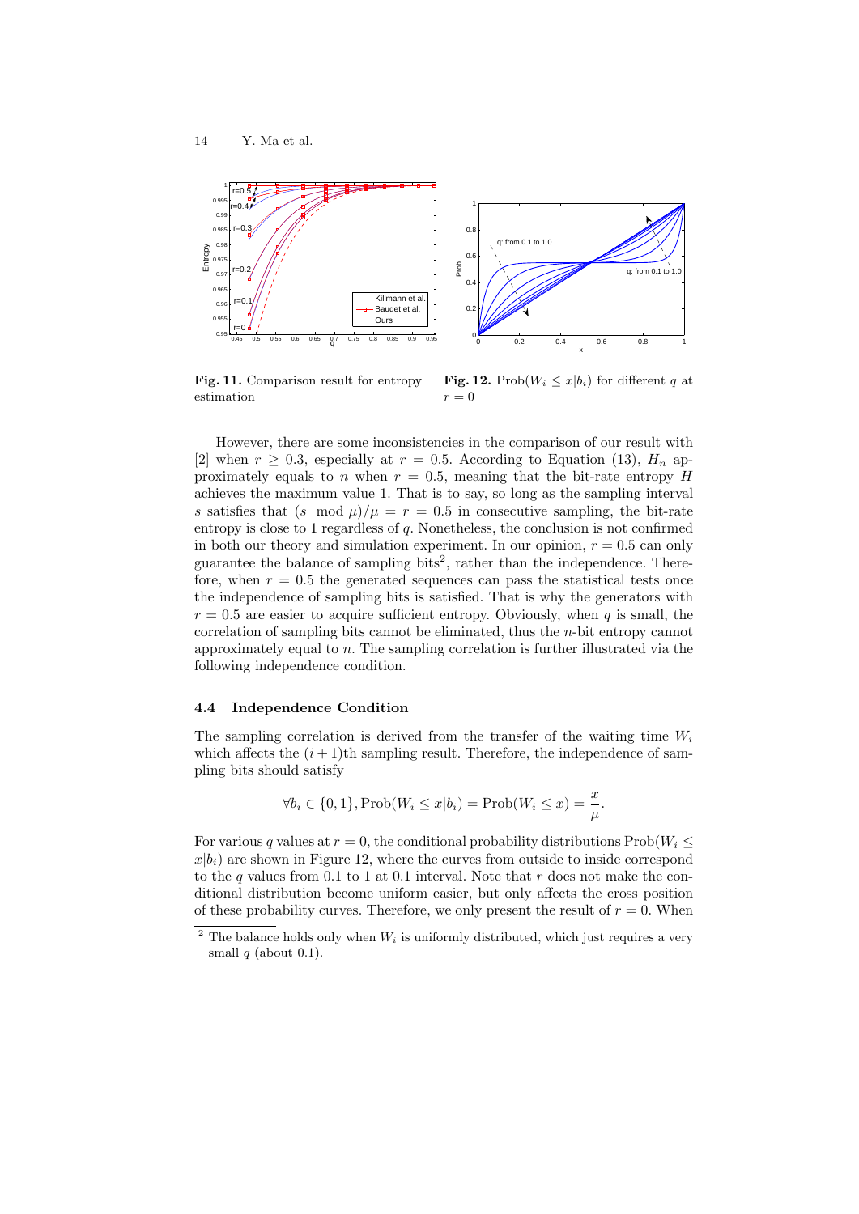**Fig. 11.** Comparison result for entropy estimation

**Fig. 12.** $\text{Prob}(W_i \le x|b_i)$ for different $q$ at $r = 0$

However, there are some inconsistencies in the comparison of our result with [2] when $r \ge 0.3$, especially at $r = 0.5$. According to Equation (13), $H_n$ approximately equals to $n$ when $r = 0.5$, meaning that the bit-rate entropy $H$ achieves the maximum value 1. That is to say, so long as the sampling interval $s$ satisfies that $(s \mod \mu)/\mu = r = 0.5$ in consecutive sampling, the bit-rate entropy is close to 1 regardless of $q$. Nonetheless, the conclusion is not confirmed in both our theory and simulation experiment. In our opinion, $r = 0.5$ can only guarantee the balance of sampling bits[2], rather than the independence. Therefore, when $r = 0.5$ the generated sequences can pass the statistical tests once the independence of sampling bits is satisfied. That is why the generators with $r = 0.5$ are easier to acquire sufficient entropy. Obviously, when $q$ is small, the correlation of sampling bits cannot be eliminated, thus the $n$-bit entropy cannot approximately equal to $n$. The sampling correlation is further illustrated via the following independence condition.

### 4.4 Independence Condition

The sampling correlation is derived from the transfer of the waiting time $W_i$ which affects the $(i+1)$th sampling result. Therefore, the independence of sampling bits should satisfy

$$\forall b_i \in \{0, 1\}, \text{Prob}(W_i \le x|b_i) = \text{Prob}(W_i \le x) = \frac{x}{\mu}.$$

For various $q$ values at $r = 0$, the conditional probability distributions $\text{Prob}(W_i \le x|b_i)$ are shown in Figure 12, where the curves from outside to inside correspond to the $q$ values from 0.1 to 1 at 0.1 interval. Note that $r$ does not make the conditional distribution become uniform easier, but only affects the cross position of these probability curves. Therefore, we only present the result of $r = 0$. When

[2] The balance holds only when $W_i$ is uniformly distributed, which just requires a very small $q$ (about 0.1).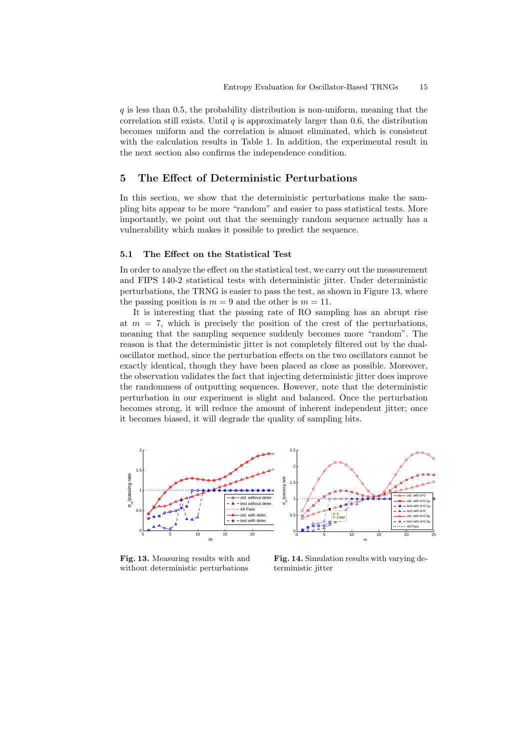$q$ is less than 0.5, the probability distribution is non-uniform, meaning that the correlation still exists. Until $q$ is approximately larger than 0.6, the distribution becomes uniform and the correlation is almost eliminated, which is consistent with the calculation results in Table 1. In addition, the experimental result in the next section also confirms the independence condition.

## 5 The Effect of Deterministic Perturbations

In this section, we show that the deterministic perturbations make the sampling bits appear to be more "random" and easier to pass statistical tests. More importantly, we point out that the seemingly random sequence actually has a vulnerability which makes it possible to predict the sequence.

### 5.1 The Effect on the Statistical Test

In order to analyze the effect on the statistical test, we carry out the measurement and FIPS 140-2 statistical tests with deterministic jitter. Under deterministic perturbations, the TRNG is easier to pass the test, as shown in Figure 13, where the passing position is $m = 9$ and the other is $m = 11$.

It is interesting that the passing rate of RO sampling has an abrupt rise at $m = 7$, which is precisely the position of the crest of the perturbations, meaning that the sampling sequence suddenly becomes more "random". The reason is that the deterministic jitter is not completely filtered out by the dual-oscillator method, since the perturbation effects on the two oscillators cannot be exactly identical, though they have been placed as close as possible. Moreover, the observation validates the fact that injecting deterministic jitter does improve the randomness of outputting sequences. However, note that the deterministic perturbation in our experiment is slight and balanced. Once the perturbation becomes strong, it will reduce the amount of inherent independent jitter; once it becomes biased, it will degrade the quality of sampling bits.

**Fig. 13.** Measuring results with and without deterministic perturbations

**Fig. 14.** Simulation results with varying deterministic jitter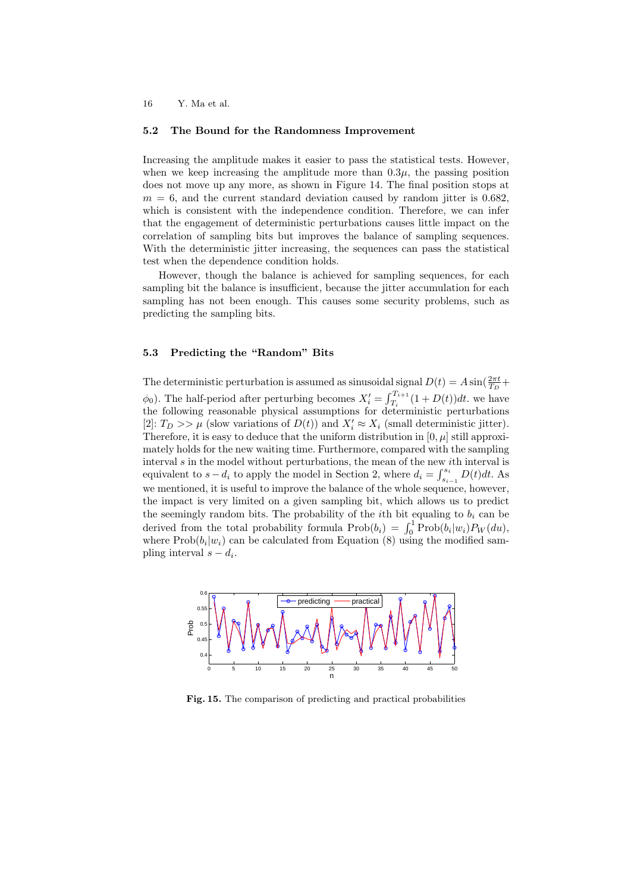### 5.2 The Bound for the Randomness Improvement

Increasing the amplitude makes it easier to pass the statistical tests. However, when we keep increasing the amplitude more than $0.3\mu$, the passing position does not move up any more, as shown in Figure 14. The final position stops at $m = 6$, and the current standard deviation caused by random jitter is 0.682, which is consistent with the independence condition. Therefore, we can infer that the engagement of deterministic perturbations causes little impact on the correlation of sampling bits but improves the balance of sampling sequences. With the deterministic jitter increasing, the sequences can pass the statistical test when the dependence condition holds.

However, though the balance is achieved for sampling sequences, for each sampling bit the balance is insufficient, because the jitter accumulation for each sampling has not been enough. This causes some security problems, such as predicting the sampling bits.

### 5.3 Predicting the "Random" Bits

The deterministic perturbation is assumed as sinusoidal signal $D(t) = A\sin(\frac{2\pi t}{T_D} + \phi_0)$. The half-period after perturbing becomes $X_i' = \int_{T_i}^{T_{i+1}}(1 + D(t))dt$. we have the following reasonable physical assumptions for deterministic perturbations [2]: $T_D >> \mu$ (slow variations of $D(t)$) and $X_i' \approx X_i$ (small deterministic jitter). Therefore, it is easy to deduce that the uniform distribution in $[0, \mu]$ still approximately holds for the new waiting time. Furthermore, compared with the sampling interval $s$ in the model without perturbations, the mean of the new $i$th interval is equivalent to $s - d_i$ to apply the model in Section 2, where $d_i = \int_{s_{i-1}}^{s_i} D(t)dt$. As we mentioned, it is useful to improve the balance of the whole sequence, however, the impact is very limited on a given sampling bit, which allows us to predict the seemingly random bits. The probability of the $i$th bit equaling to $b_i$ can be derived from the total probability formula $\text{Prob}(b_i) = \int_0^1 \text{Prob}(b_i|w_i)P_W(du)$, where $\text{Prob}(b_i|w_i)$ can be calculated from Equation (8) using the modified sampling interval $s - d_i$.

**Fig. 15.** The comparison of predicting and practical probabilities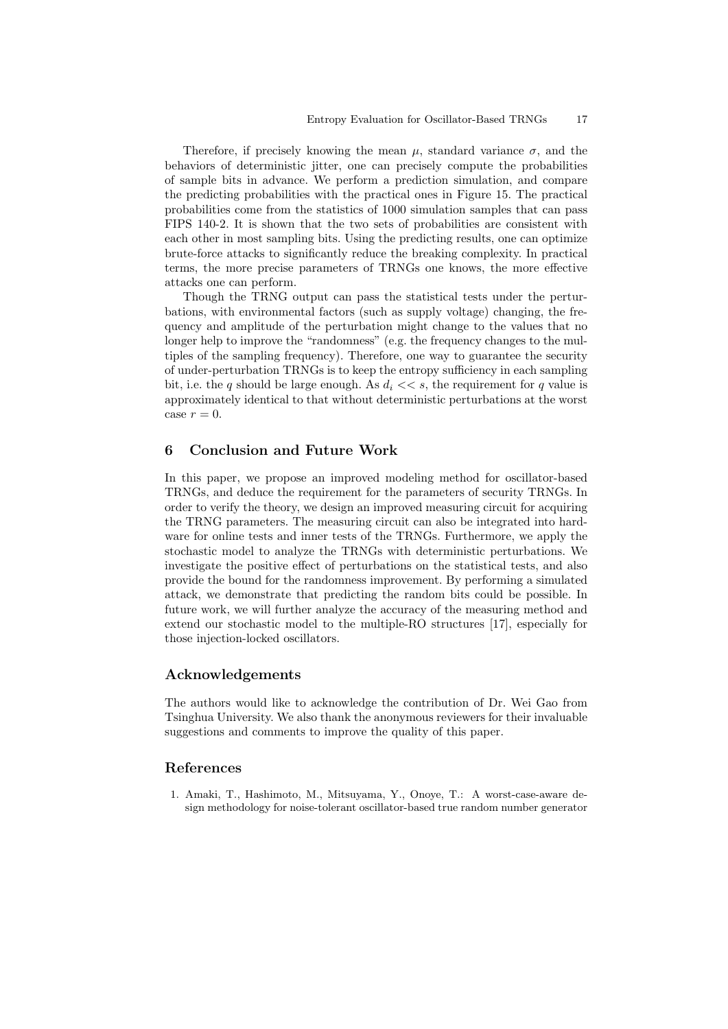Therefore, if precisely knowing the mean $\mu$, standard variance $\sigma$, and the behaviors of deterministic jitter, one can precisely compute the probabilities of sample bits in advance. We perform a prediction simulation, and compare the predicting probabilities with the practical ones in Figure 15. The practical probabilities come from the statistics of 1000 simulation samples that can pass FIPS 140-2. It is shown that the two sets of probabilities are consistent with each other in most sampling bits. Using the predicting results, one can optimize brute-force attacks to significantly reduce the breaking complexity. In practical terms, the more precise parameters of TRNGs one knows, the more effective attacks one can perform.

Though the TRNG output can pass the statistical tests under the perturbations, with environmental factors (such as supply voltage) changing, the frequency and amplitude of the perturbation might change to the values that no longer help to improve the "randomness" (e.g. the frequency changes to the multiples of the sampling frequency). Therefore, one way to guarantee the security of under-perturbation TRNGs is to keep the entropy sufficiency in each sampling bit, i.e. the $q$ should be large enough. As $d_i << s$, the requirement for $q$ value is approximately identical to that without deterministic perturbations at the worst case $r = 0$.

## 6 Conclusion and Future Work

In this paper, we propose an improved modeling method for oscillator-based TRNGs, and deduce the requirement for the parameters of security TRNGs. In order to verify the theory, we design an improved measuring circuit for acquiring the TRNG parameters. The measuring circuit can also be integrated into hardware for online tests and inner tests of the TRNGs. Furthermore, we apply the stochastic model to analyze the TRNGs with deterministic perturbations. We investigate the positive effect of perturbations on the statistical tests, and also provide the bound for the randomness improvement. By performing a simulated attack, we demonstrate that predicting the random bits could be possible. In future work, we will further analyze the accuracy of the measuring method and extend our stochastic model to the multiple-RO structures [17], especially for those injection-locked oscillators.

## Acknowledgements

The authors would like to acknowledge the contribution of Dr. Wei Gao from Tsinghua University. We also thank the anonymous reviewers for their invaluable suggestions and comments to improve the quality of this paper.

## References

1. Amaki, T., Hashimoto, M., Mitsuyama, Y., Onoye, T.: A worst-case-aware design methodology for noise-tolerant oscillator-based true random number generator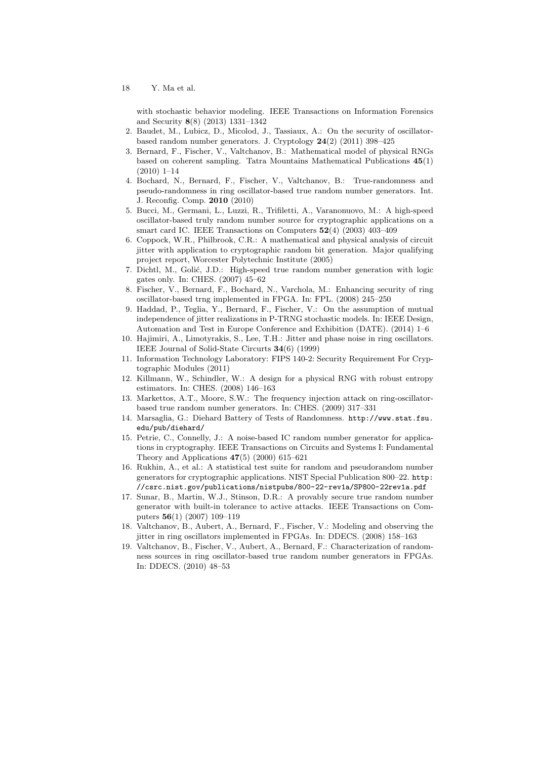with stochastic behavior modeling. IEEE Transactions on Information Forensics and Security **8**(8) (2013) 1331–1342

2. Baudet, M., Lubicz, D., Micolod, J., Tassiaux, A.: On the security of oscillator-based random number generators. J. Cryptology **24**(2) (2011) 398–425
3. Bernard, F., Fischer, V., Valtchanov, B.: Mathematical model of physical RNGs based on coherent sampling. Tatra Mountains Mathematical Publications **45**(1) (2010) 1–14
4. Bochard, N., Bernard, F., Fischer, V., Valtchanov, B.: True-randomness and pseudo-randomness in ring oscillator-based true random number generators. Int. J. Reconfig. Comp. **2010** (2010)
5. Bucci, M., Germani, L., Luzzi, R., Trifiletti, A., Varanonuovo, M.: A high-speed oscillator-based truly random number source for cryptographic applications on a smart card IC. IEEE Transactions on Computers **52**(4) (2003) 403–409
6. Coppock, W.R., Philbrook, C.R.: A mathematical and physical analysis of circuit jitter with application to cryptographic random bit generation. Major qualifying project report, Worcester Polytechnic Institute (2005)
7. Dichtl, M., Golić, J.D.: High-speed true random number generation with logic gates only. In: CHES. (2007) 45–62
8. Fischer, V., Bernard, F., Bochard, N., Varchola, M.: Enhancing security of ring oscillator-based trng implemented in FPGA. In: FPL. (2008) 245–250
9. Haddad, P., Teglia, Y., Bernard, F., Fischer, V.: On the assumption of mutual independence of jitter realizations in P-TRNG stochastic models. In: IEEE Design, Automation and Test in Europe Conference and Exhibition (DATE). (2014) 1–6
10. Hajimiri, A., Limotyrakis, S., Lee, T.H.: Jitter and phase noise in ring oscillators. IEEE Journal of Solid-State Circuits **34**(6) (1999)
11. Information Technology Laboratory: FIPS 140-2: Security Requirement For Cryptographic Modules (2011)
12. Killmann, W., Schindler, W.: A design for a physical RNG with robust entropy estimators. In: CHES. (2008) 146–163
13. Markettos, A.T., Moore, S.W.: The frequency injection attack on ring-oscillator-based true random number generators. In: CHES. (2009) 317–331
14. Marsaglia, G.: Diehard Battery of Tests of Randomness. `http://www.stat.fsu.edu/pub/diehard/`
15. Petrie, C., Connelly, J.: A noise-based IC random number generator for applications in cryptography. IEEE Transactions on Circuits and Systems I: Fundamental Theory and Applications **47**(5) (2000) 615–621
16. Rukhin, A., et al.: A statistical test suite for random and pseudorandom number generators for cryptographic applications. NIST Special Publication 800–22. `http://csrc.nist.gov/publications/nistpubs/800-22-rev1a/SP800-22rev1a.pdf`
17. Sunar, B., Martin, W.J., Stinson, D.R.: A provably secure true random number generator with built-in tolerance to active attacks. IEEE Transactions on Computers **56**(1) (2007) 109–119
18. Valtchanov, B., Aubert, A., Bernard, F., Fischer, V.: Modeling and observing the jitter in ring oscillators implemented in FPGAs. In: DDECS. (2008) 158–163
19. Valtchanov, B., Fischer, V., Aubert, A., Bernard, F.: Characterization of randomness sources in ring oscillator-based true random number generators in FPGAs. In: DDECS. (2010) 48–53